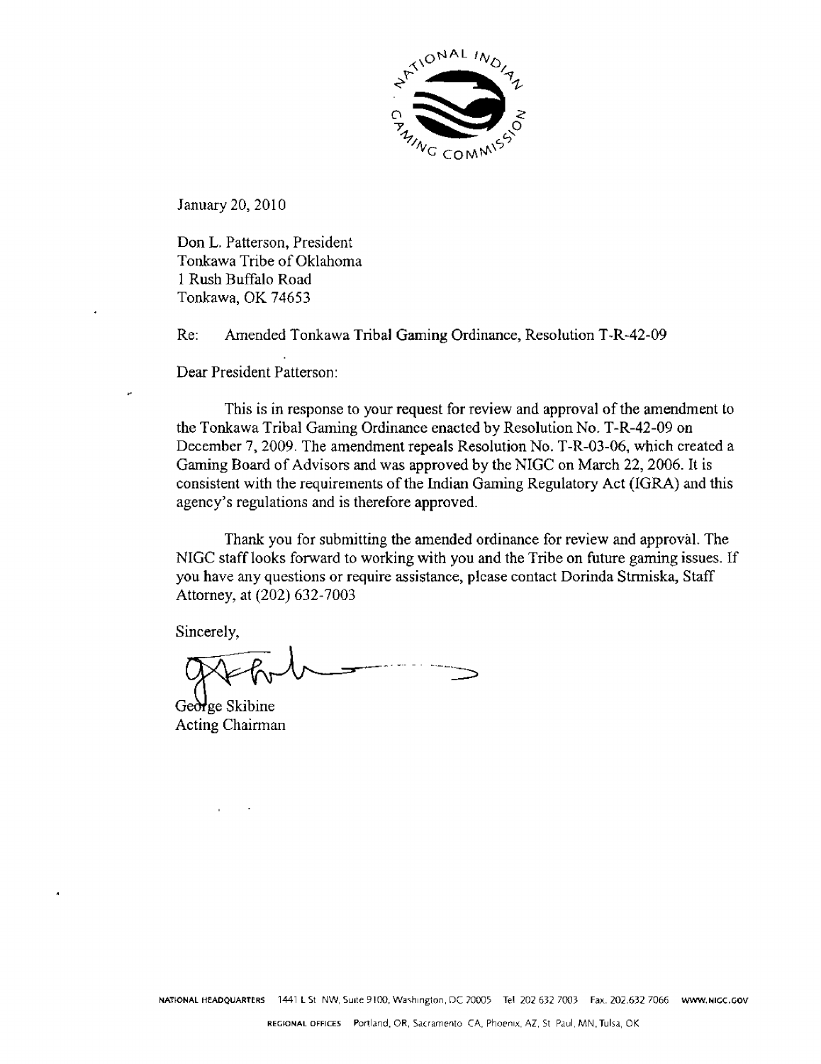January 20, 2010

Don L. Patterson, President
Tonkawa Tribe of Oklahoma
1 Rush Buffalo Road
Tonkawa, OK 74653

Re: Amended Tonkawa Tribal Gaming Ordinance, Resolution T-R-42-09

Dear President Patterson:

This is in response to your request for review and approval of the amendment to the Tonkawa Tribal Gaming Ordinance enacted by Resolution No. T-R-42-09 on December 7, 2009. The amendment repeals Resolution No. T-R-03-06, which created a Gaming Board of Advisors and was approved by the NIGC on March 22, 2006. It is consistent with the requirements of the Indian Gaming Regulatory Act (IGRA) and this agency's regulations and is therefore approved.

Thank you for submitting the amended ordinance for review and approval. The NIGC staff looks forward to working with you and the Tribe on future gaming issues. If you have any questions or require assistance, please contact Dorinda Strmiska, Staff Attorney, at (202) 632-7003

Sincerely,

George Skibine
Acting Chairman

NATIONAL HEADQUARTERS 1441 L St NW, Suite 9100, Washington, DC 20005 Tel 202 632 7003 Fax 202.632 7066 WWW.NIGC.GOV

REGIONAL OFFICES Portland, OR, Sacramento CA, Phoenix, AZ, St Paul, MN, Tulsa, OK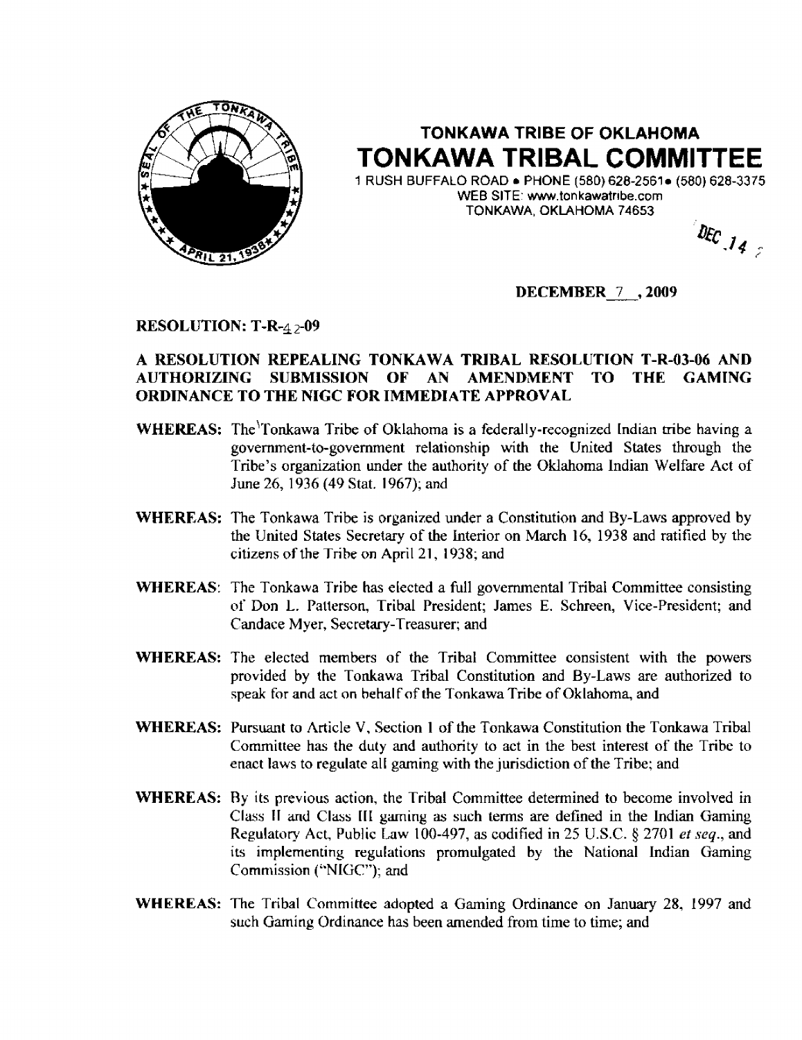# TONKAWA TRIBE OF OKLAHOMA
# TONKAWA TRIBAL COMMITTEE

1 RUSH BUFFALO ROAD • PHONE (580) 628-2561 • (580) 628-3375
WEB SITE: www.tonkawatribe.com
TONKAWA, OKLAHOMA 74653

DEC 14

**DECEMBER 7 , 2009**

**RESOLUTION: T-R-42-09**

**A RESOLUTION REPEALING TONKAWA TRIBAL RESOLUTION T-R-03-06 AND AUTHORIZING SUBMISSION OF AN AMENDMENT TO THE GAMING ORDINANCE TO THE NIGC FOR IMMEDIATE APPROVAL**

**WHEREAS:** The Tonkawa Tribe of Oklahoma is a federally-recognized Indian tribe having a government-to-government relationship with the United States through the Tribe's organization under the authority of the Oklahoma Indian Welfare Act of June 26, 1936 (49 Stat. 1967); and

**WHEREAS:** The Tonkawa Tribe is organized under a Constitution and By-Laws approved by the United States Secretary of the Interior on March 16, 1938 and ratified by the citizens of the Tribe on April 21, 1938; and

**WHEREAS:** The Tonkawa Tribe has elected a full governmental Tribal Committee consisting of Don L. Patterson, Tribal President; James E. Schreen, Vice-President; and Candace Myer, Secretary-Treasurer; and

**WHEREAS:** The elected members of the Tribal Committee consistent with the powers provided by the Tonkawa Tribal Constitution and By-Laws are authorized to speak for and act on behalf of the Tonkawa Tribe of Oklahoma, and

**WHEREAS:** Pursuant to Article V, Section 1 of the Tonkawa Constitution the Tonkawa Tribal Committee has the duty and authority to act in the best interest of the Tribe to enact laws to regulate all gaming with the jurisdiction of the Tribe; and

**WHEREAS:** By its previous action, the Tribal Committee determined to become involved in Class II and Class III gaming as such terms are defined in the Indian Gaming Regulatory Act, Public Law 100-497, as codified in 25 U.S.C. § 2701 *et seq.*, and its implementing regulations promulgated by the National Indian Gaming Commission ("NIGC"); and

**WHEREAS:** The Tribal Committee adopted a Gaming Ordinance on January 28, 1997 and such Gaming Ordinance has been amended from time to time; and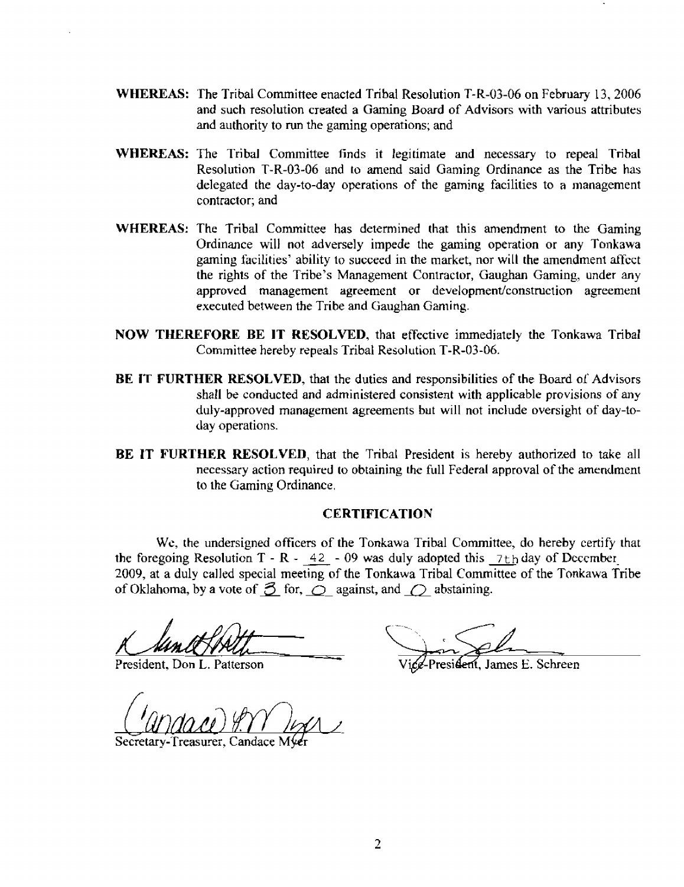**WHEREAS:** The Tribal Committee enacted Tribal Resolution T-R-03-06 on February 13, 2006 and such resolution created a Gaming Board of Advisors with various attributes and authority to run the gaming operations; and

**WHEREAS:** The Tribal Committee finds it legitimate and necessary to repeal Tribal Resolution T-R-03-06 and to amend said Gaming Ordinance as the Tribe has delegated the day-to-day operations of the gaming facilities to a management contractor; and

**WHEREAS:** The Tribal Committee has determined that this amendment to the Gaming Ordinance will not adversely impede the gaming operation or any Tonkawa gaming facilities' ability to succeed in the market, nor will the amendment affect the rights of the Tribe's Management Contractor, Gaughan Gaming, under any approved management agreement or development/construction agreement executed between the Tribe and Gaughan Gaming.

**NOW THEREFORE BE IT RESOLVED**, that effective immediately the Tonkawa Tribal Committee hereby repeals Tribal Resolution T-R-03-06.

**BE IT FURTHER RESOLVED**, that the duties and responsibilities of the Board of Advisors shall be conducted and administered consistent with applicable provisions of any duly-approved management agreements but will not include oversight of day-to-day operations.

**BE IT FURTHER RESOLVED**, that the Tribal President is hereby authorized to take all necessary action required to obtaining the full Federal approval of the amendment to the Gaming Ordinance.

## CERTIFICATION

We, the undersigned officers of the Tonkawa Tribal Committee, do hereby certify that the foregoing Resolution T - R - 42 - 09 was duly adopted this 7th day of December 2009, at a duly called special meeting of the Tonkawa Tribal Committee of the Tonkawa Tribe of Oklahoma, by a vote of 3 for, 0 against, and 0 abstaining.

President, Don L. Patterson

Vice-President, James E. Schreen

Secretary-Treasurer, Candace Myer